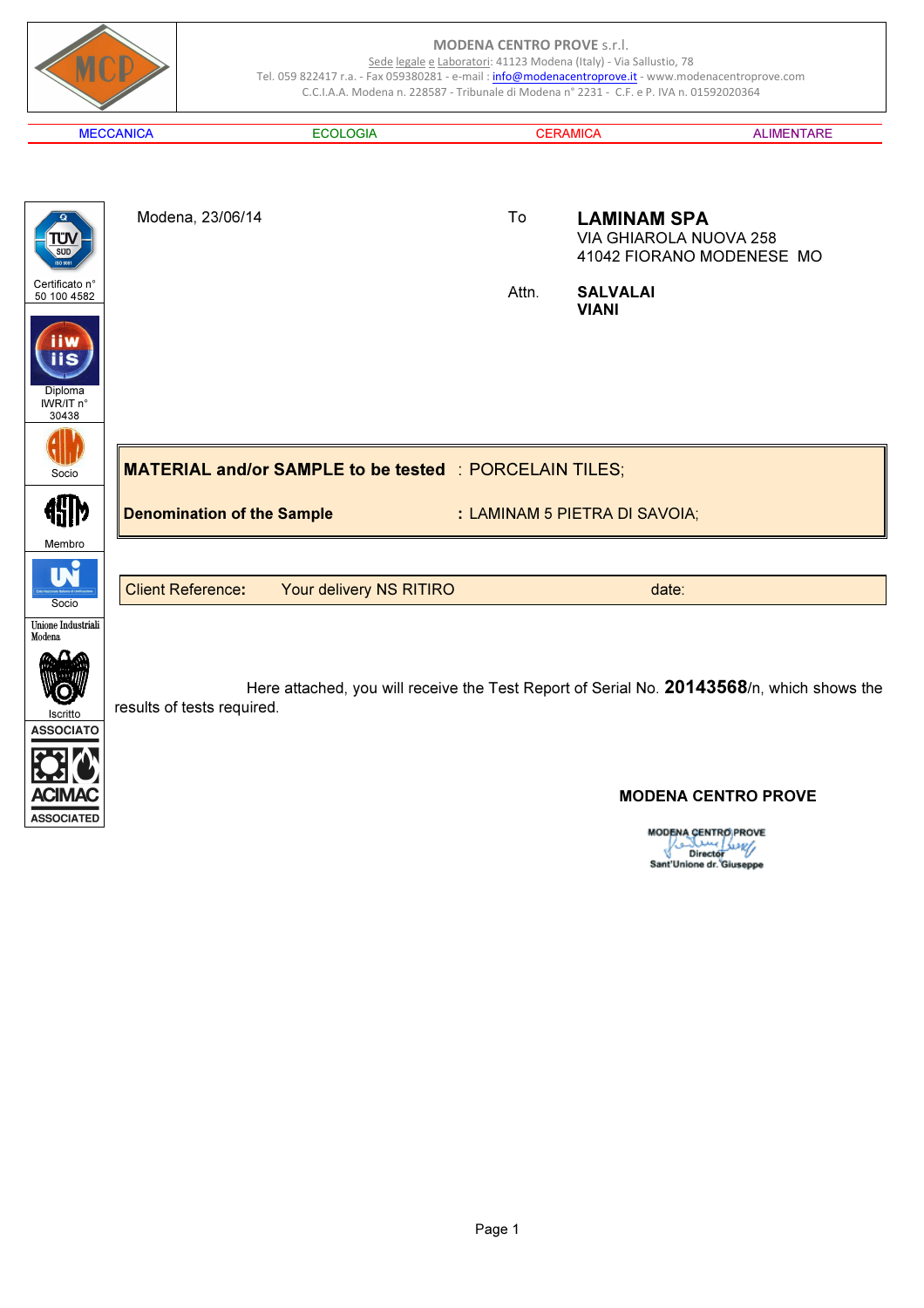**MODENA CENTRO PROVE** s.r.l.
Sede legale e Laboratori: 41123 Modena (Italy) - Via Sallustio, 78
Tel. 059 822417 r.a. - Fax 059380281 - e-mail : info@modenacentroprove.it - www.modenacentroprove.com
C.C.I.A.A. Modena n. 228587 - Tribunale di Modena n° 2231 - C.F. e P. IVA n. 01592020364

MECCANICA | ECOLOGIA | CERAMICA | ALIMENTARE

Certificato n° 50 100 4582

Diploma IWR/IT n° 30438

Socio

Membro

Socio

Unione Industriali Modena

Iscritto

ASSOCIATO

ACIMAC

ASSOCIATED

Modena, 23/06/14

To **LAMINAM SPA**
VIA GHIAROLA NUOVA 258
41042 FIORANO MODENESE MO

Attn. **SALVALAI**
**VIANI**

| | |
|---|---|
| **MATERIAL and/or SAMPLE to be tested** | : PORCELAIN TILES; |
| **Denomination of the Sample** | **:** LAMINAM 5 PIETRA DI SAVOIA; |

| Client Reference: | Your delivery NS RITIRO | date: |
|---|---|---|

Here attached, you will receive the Test Report of Serial No. **20143568**/n, which shows the results of tests required.

**MODENA CENTRO PROVE**

MODENA CENTRO PROVE
Director
Sant'Unione dr. Giuseppe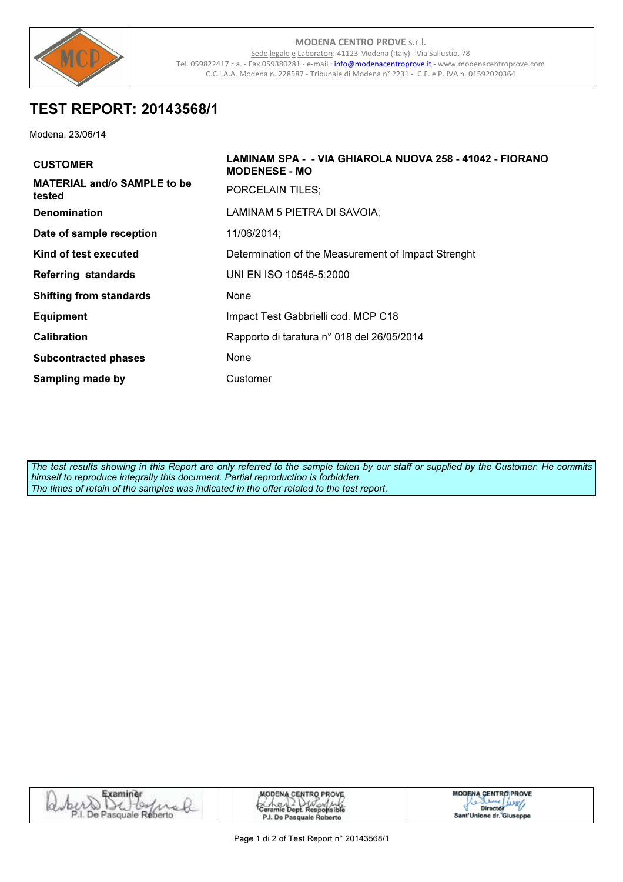**MODENA CENTRO PROVE** s.r.l.
Sede legale e Laboratori: 41123 Modena (Italy) - Via Sallustio, 78
Tel. 059822417 r.a. - Fax 059380281 - e-mail : info@modenacentroprove.it - www.modenacentroprove.com
C.C.I.A.A. Modena n. 228587 - Tribunale di Modena n° 2231 - C.F. e P. IVA n. 01592020364

# TEST REPORT: 20143568/1

Modena, 23/06/14

| | |
|---|---|
| **CUSTOMER** | **LAMINAM SPA - - VIA GHIAROLA NUOVA 258 - 41042 - FIORANO MODENESE - MO** |
| **MATERIAL and/o SAMPLE to be tested** | PORCELAIN TILES; |
| **Denomination** | LAMINAM 5 PIETRA DI SAVOIA; |
| **Date of sample reception** | 11/06/2014; |
| **Kind of test executed** | Determination of the Measurement of Impact Strenght |
| **Referring standards** | UNI EN ISO 10545-5:2000 |
| **Shifting from standards** | None |
| **Equipment** | Impact Test Gabbrielli cod. MCP C18 |
| **Calibration** | Rapporto di taratura n° 018 del 26/05/2014 |
| **Subcontracted phases** | None |
| **Sampling made by** | Customer |

*The test results showing in this Report are only referred to the sample taken by our staff or supplied by the Customer. He commits himself to reproduce integrally this document. Partial reproduction is forbidden.*
*The times of retain of the samples was indicated in the offer related to the test report.*

| Examiner | MODENA CENTRO PROVE | MODENA CENTRO PROVE |
|---|---|---|
| P.I. De Pasquale Roberto | Ceramic Dept. Responsible<br>P.I. De Pasquale Roberto | Director<br>Sant'Unione dr. Giuseppe |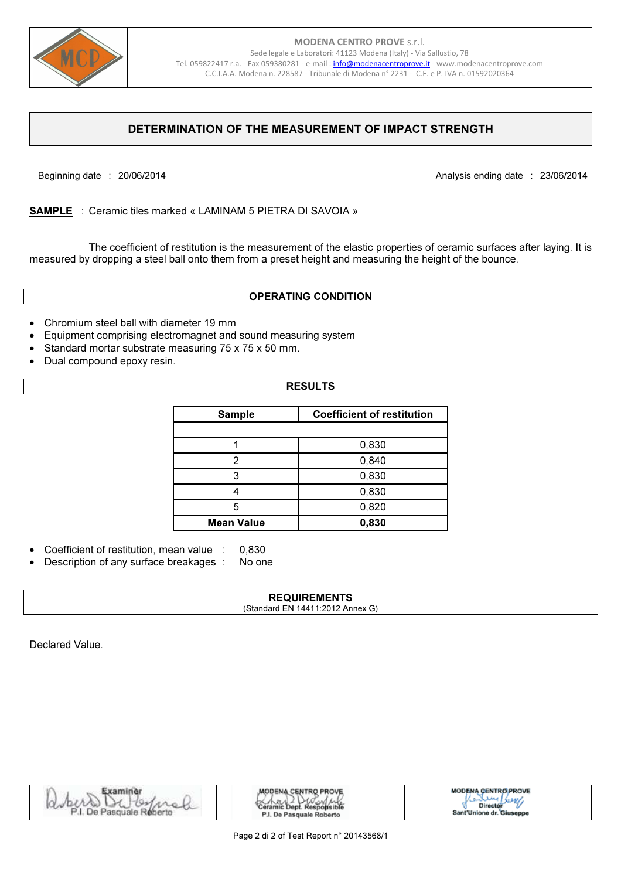MODENA CENTRO PROVE s.r.l.
Sede legale e Laboratori: 41123 Modena (Italy) - Via Sallustio, 78
Tel. 059822417 r.a. - Fax 059380281 - e-mail : info@modenacentroprove.it - www.modenacentroprove.com
C.C.I.A.A. Modena n. 228587 - Tribunale di Modena n° 2231 - C.F. e P. IVA n. 01592020364

# DETERMINATION OF THE MEASUREMENT OF IMPACT STRENGTH

Beginning date : 20/06/2014 Analysis ending date : 23/06/2014

**SAMPLE** : Ceramic tiles marked « LAMINAM 5 PIETRA DI SAVOIA »

The coefficient of restitution is the measurement of the elastic properties of ceramic surfaces after laying. It is measured by dropping a steel ball onto them from a preset height and measuring the height of the bounce.

## OPERATING CONDITION

- Chromium steel ball with diameter 19 mm
- Equipment comprising electromagnet and sound measuring system
- Standard mortar substrate measuring 75 x 75 x 50 mm.
- Dual compound epoxy resin.

## RESULTS

| Sample | Coefficient of restitution |
|---|---|
| | |
| 1 | 0,830 |
| 2 | 0,840 |
| 3 | 0,830 |
| 4 | 0,830 |
| 5 | 0,820 |
| **Mean Value** | **0,830** |

- Coefficient of restitution, mean value : 0,830
- Description of any surface breakages : No one

## REQUIREMENTS
(Standard EN 14411:2012 Annex G)

Declared Value.

| | | |
|---|---|---|
| Examiner P.I. De Pasquale Roberto | MODENA CENTRO PROVE Ceramic Dept. Responsible P.I. De Pasquale Roberto | MODENA CENTRO PROVE Director Sant'Unione dr. Giuseppe |

Page 2 di 2 of Test Report n° 20143568/1